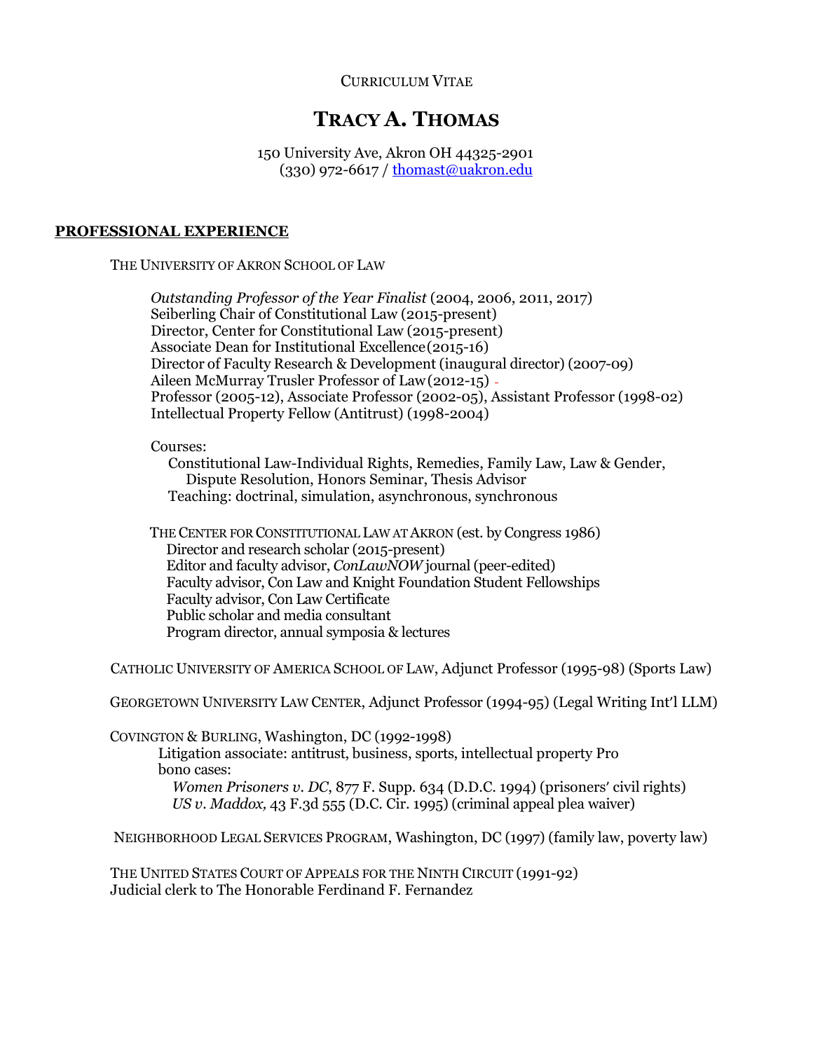CURRICULUM VITAE

# TRACY A. THOMAS

150 University Ave, Akron OH 44325-2901
(330) 972-6617 / thomast@uakron.edu

## PROFESSIONAL EXPERIENCE

THE UNIVERSITY OF AKRON SCHOOL OF LAW

*Outstanding Professor of the Year Finalist* (2004, 2006, 2011, 2017)
Seiberling Chair of Constitutional Law (2015-present)
Director, Center for Constitutional Law (2015-present)
Associate Dean for Institutional Excellence (2015-16)
Director of Faculty Research & Development (inaugural director) (2007-09)
Aileen McMurray Trusler Professor of Law (2012-15)
Professor (2005-12), Associate Professor (2002-05), Assistant Professor (1998-02)
Intellectual Property Fellow (Antitrust) (1998-2004)

Courses:
Constitutional Law-Individual Rights, Remedies, Family Law, Law & Gender, Dispute Resolution, Honors Seminar, Thesis Advisor
Teaching: doctrinal, simulation, asynchronous, synchronous

THE CENTER FOR CONSTITUTIONAL LAW AT AKRON (est. by Congress 1986)
Director and research scholar (2015-present)
Editor and faculty advisor, *ConLawNOW* journal (peer-edited)
Faculty advisor, Con Law and Knight Foundation Student Fellowships
Faculty advisor, Con Law Certificate
Public scholar and media consultant
Program director, annual symposia & lectures

CATHOLIC UNIVERSITY OF AMERICA SCHOOL OF LAW, Adjunct Professor (1995-98) (Sports Law)

GEORGETOWN UNIVERSITY LAW CENTER, Adjunct Professor (1994-95) (Legal Writing Int'l LLM)

COVINGTON & BURLING, Washington, DC (1992-1998)
Litigation associate: antitrust, business, sports, intellectual property Pro bono cases:
*Women Prisoners v. DC*, 877 F. Supp. 634 (D.D.C. 1994) (prisoners' civil rights)
*US v. Maddox,* 43 F.3d 555 (D.C. Cir. 1995) (criminal appeal plea waiver)

NEIGHBORHOOD LEGAL SERVICES PROGRAM, Washington, DC (1997) (family law, poverty law)

THE UNITED STATES COURT OF APPEALS FOR THE NINTH CIRCUIT (1991-92)
Judicial clerk to The Honorable Ferdinand F. Fernandez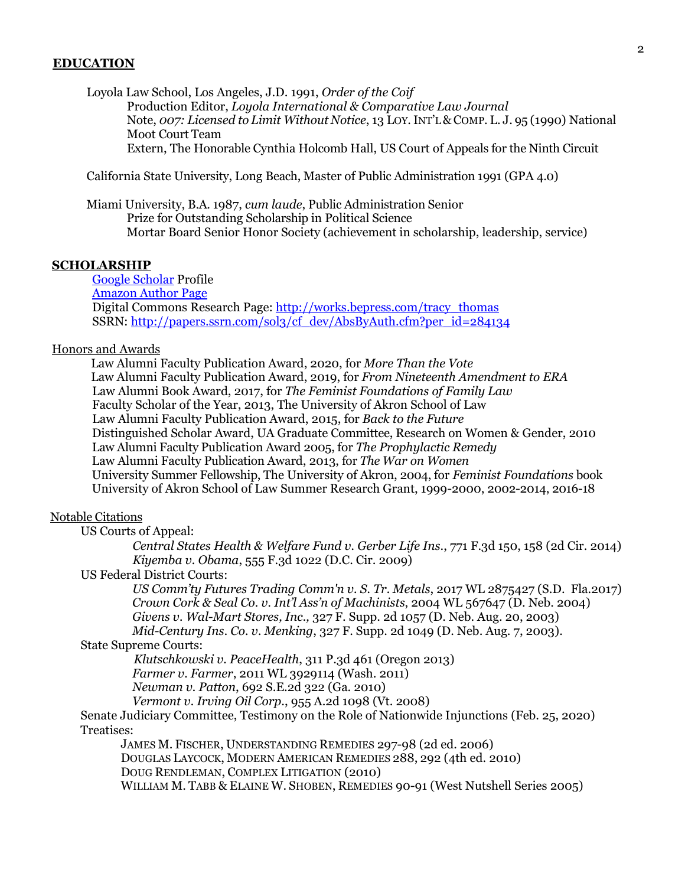## EDUCATION

Loyola Law School, Los Angeles, J.D. 1991, *Order of the Coif*
- Production Editor, *Loyola International & Comparative Law Journal*
- Note, *007: Licensed to Limit Without Notice*, 13 LOY. INT'L & COMP. L. J. 95 (1990) National Moot Court Team
- Extern, The Honorable Cynthia Holcomb Hall, US Court of Appeals for the Ninth Circuit

California State University, Long Beach, Master of Public Administration 1991 (GPA 4.0)

Miami University, B.A. 1987, *cum laude*, Public Administration Senior
- Prize for Outstanding Scholarship in Political Science
- Mortar Board Senior Honor Society (achievement in scholarship, leadership, service)

## SCHOLARSHIP

Google Scholar Profile
Amazon Author Page
Digital Commons Research Page: http://works.bepress.com/tracy_thomas
SSRN: http://papers.ssrn.com/sol3/cf_dev/AbsByAuth.cfm?per_id=284134

### Honors and Awards

- Law Alumni Faculty Publication Award, 2020, for *More Than the Vote*
- Law Alumni Faculty Publication Award, 2019, for *From Nineteenth Amendment to ERA*
- Law Alumni Book Award, 2017, for *The Feminist Foundations of Family Law*
- Faculty Scholar of the Year, 2013, The University of Akron School of Law
- Law Alumni Faculty Publication Award, 2015, for *Back to the Future*
- Distinguished Scholar Award, UA Graduate Committee, Research on Women & Gender, 2010
- Law Alumni Faculty Publication Award 2005, for *The Prophylactic Remedy*
- Law Alumni Faculty Publication Award, 2013, for *The War on Women*
- University Summer Fellowship, The University of Akron, 2004, for *Feminist Foundations* book
- University of Akron School of Law Summer Research Grant, 1999-2000, 2002-2014, 2016-18

### Notable Citations

US Courts of Appeal:
- *Central States Health & Welfare Fund v. Gerber Life Ins.*, 771 F.3d 150, 158 (2d Cir. 2014)
- *Kiyemba v. Obama*, 555 F.3d 1022 (D.C. Cir. 2009)

US Federal District Courts:
- *US Comm'ty Futures Trading Comm'n v. S. Tr. Metals*, 2017 WL 2875427 (S.D. Fla.2017)
- *Crown Cork & Seal Co. v. Int'l Ass'n of Machinists*, 2004 WL 567647 (D. Neb. 2004)
- *Givens v. Wal-Mart Stores, Inc.,* 327 F. Supp. 2d 1057 (D. Neb. Aug. 20, 2003)
- *Mid-Century Ins. Co. v. Menking*, 327 F. Supp. 2d 1049 (D. Neb. Aug. 7, 2003).

State Supreme Courts:
- *Klutschkowski v. PeaceHealth*, 311 P.3d 461 (Oregon 2013)
- *Farmer v. Farmer*, 2011 WL 3929114 (Wash. 2011)
- *Newman v. Patton*, 692 S.E.2d 322 (Ga. 2010)
- *Vermont v. Irving Oil Corp.*, 955 A.2d 1098 (Vt. 2008)

Senate Judiciary Committee, Testimony on the Role of Nationwide Injunctions (Feb. 25, 2020)

Treatises:
- JAMES M. FISCHER, UNDERSTANDING REMEDIES 297-98 (2d ed. 2006)
- DOUGLAS LAYCOCK, MODERN AMERICAN REMEDIES 288, 292 (4th ed. 2010)
- DOUG RENDLEMAN, COMPLEX LITIGATION (2010)
- WILLIAM M. TABB & ELAINE W. SHOBEN, REMEDIES 90-91 (West Nutshell Series 2005)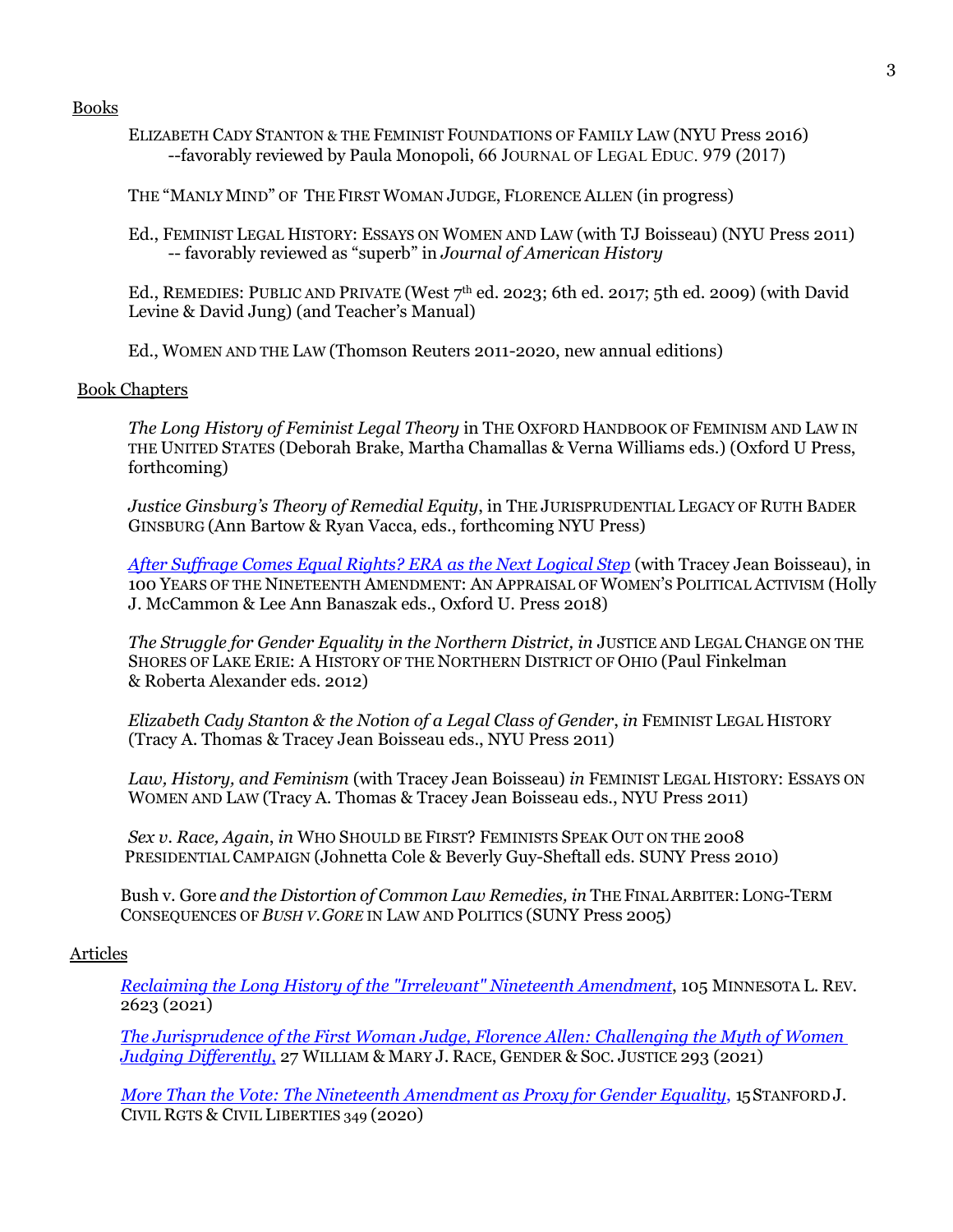Books

ELIZABETH CADY STANTON & THE FEMINIST FOUNDATIONS OF FAMILY LAW (NYU Press 2016)
--favorably reviewed by Paula Monopoli, 66 JOURNAL OF LEGAL EDUC. 979 (2017)

THE "MANLY MIND" OF THE FIRST WOMAN JUDGE, FLORENCE ALLEN (in progress)

Ed., FEMINIST LEGAL HISTORY: ESSAYS ON WOMEN AND LAW (with TJ Boisseau) (NYU Press 2011)
-- favorably reviewed as "superb" in *Journal of American History*

Ed., REMEDIES: PUBLIC AND PRIVATE (West 7th ed. 2023; 6th ed. 2017; 5th ed. 2009) (with David Levine & David Jung) (and Teacher's Manual)

Ed., WOMEN AND THE LAW (Thomson Reuters 2011-2020, new annual editions)

Book Chapters

*The Long History of Feminist Legal Theory* in THE OXFORD HANDBOOK OF FEMINISM AND LAW IN THE UNITED STATES (Deborah Brake, Martha Chamallas & Verna Williams eds.) (Oxford U Press, forthcoming)

*Justice Ginsburg's Theory of Remedial Equity*, in THE JURISPRUDENTIAL LEGACY OF RUTH BADER GINSBURG (Ann Bartow & Ryan Vacca, eds., forthcoming NYU Press)

*After Suffrage Comes Equal Rights? ERA as the Next Logical Step* (with Tracey Jean Boisseau), in 100 YEARS OF THE NINETEENTH AMENDMENT: AN APPRAISAL OF WOMEN'S POLITICAL ACTIVISM (Holly J. McCammon & Lee Ann Banaszak eds., Oxford U. Press 2018)

*The Struggle for Gender Equality in the Northern District, in* JUSTICE AND LEGAL CHANGE ON THE SHORES OF LAKE ERIE: A HISTORY OF THE NORTHERN DISTRICT OF OHIO (Paul Finkelman & Roberta Alexander eds. 2012)

*Elizabeth Cady Stanton & the Notion of a Legal Class of Gender*, *in* FEMINIST LEGAL HISTORY (Tracy A. Thomas & Tracey Jean Boisseau eds., NYU Press 2011)

*Law, History, and Feminism* (with Tracey Jean Boisseau) *in* FEMINIST LEGAL HISTORY: ESSAYS ON WOMEN AND LAW (Tracy A. Thomas & Tracey Jean Boisseau eds., NYU Press 2011)

*Sex v. Race, Again*, *in* WHO SHOULD BE FIRST? FEMINISTS SPEAK OUT ON THE 2008 PRESIDENTIAL CAMPAIGN (Johnetta Cole & Beverly Guy-Sheftall eds. SUNY Press 2010)

Bush v. Gore *and the Distortion of Common Law Remedies, in* THE FINAL ARBITER: LONG-TERM CONSEQUENCES OF *BUSH V. GORE* IN LAW AND POLITICS (SUNY Press 2005)

Articles

*Reclaiming the Long History of the "Irrelevant" Nineteenth Amendment*, 105 MINNESOTA L. REV. 2623 (2021)

*The Jurisprudence of the First Woman Judge, Florence Allen: Challenging the Myth of Women Judging Differently*, 27 WILLIAM & MARY J. RACE, GENDER & SOC. JUSTICE 293 (2021)

*More Than the Vote: The Nineteenth Amendment as Proxy for Gender Equality*, 15 STANFORD J. CIVIL RGTS & CIVIL LIBERTIES 349 (2020)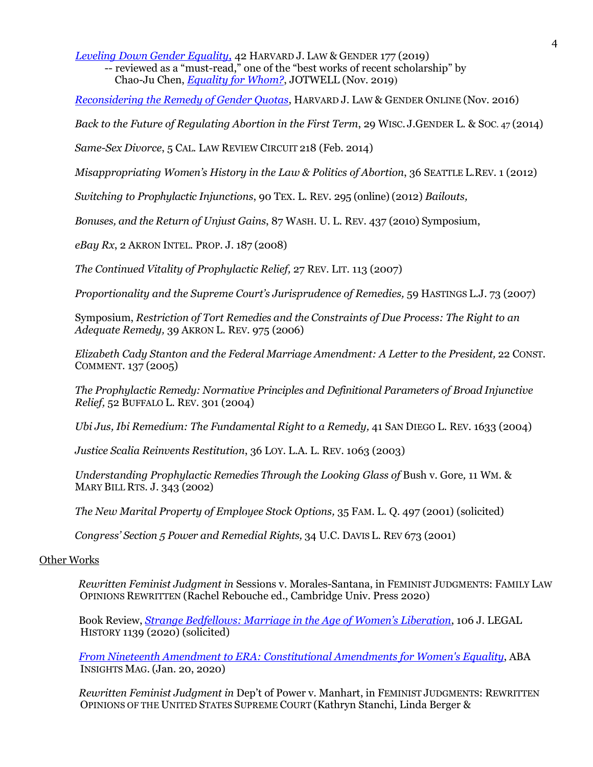[*Leveling Down Gender Equality*](), 42 HARVARD J. LAW & GENDER 177 (2019)
-- reviewed as a "must-read," one of the "best works of recent scholarship" by Chao-Ju Chen, [*Equality for Whom?*](), JOTWELL (Nov. 2019)

[*Reconsidering the Remedy of Gender Quotas*](), HARVARD J. LAW & GENDER ONLINE (Nov. 2016)

*Back to the Future of Regulating Abortion in the First Term*, 29 WISC. J.GENDER L. & SOC. 47 (2014)

*Same-Sex Divorce*, 5 CAL. LAW REVIEW CIRCUIT 218 (Feb. 2014)

*Misappropriating Women's History in the Law & Politics of Abortion*, 36 SEATTLE L.REV. 1 (2012)

*Switching to Prophylactic Injunctions*, 90 TEX. L. REV. 295 (online) (2012) *Bailouts,*

*Bonuses, and the Return of Unjust Gains*, 87 WASH. U. L. REV. 437 (2010) Symposium,

*eBay Rx*, 2 AKRON INTEL. PROP. J. 187 (2008)

*The Continued Vitality of Prophylactic Relief,* 27 REV. LIT. 113 (2007)

*Proportionality and the Supreme Court's Jurisprudence of Remedies,* 59 HASTINGS L.J. 73 (2007)

Symposium, *Restriction of Tort Remedies and the Constraints of Due Process: The Right to an Adequate Remedy,* 39 AKRON L. REV. 975 (2006)

*Elizabeth Cady Stanton and the Federal Marriage Amendment: A Letter to the President,* 22 CONST. COMMENT. 137 (2005)

*The Prophylactic Remedy: Normative Principles and Definitional Parameters of Broad Injunctive Relief,* 52 BUFFALO L. REV. 301 (2004)

*Ubi Jus, Ibi Remedium: The Fundamental Right to a Remedy,* 41 SAN DIEGO L. REV. 1633 (2004)

*Justice Scalia Reinvents Restitution*, 36 LOY. L.A. L. REV. 1063 (2003)

*Understanding Prophylactic Remedies Through the Looking Glass of* Bush v. Gore*,* 11 WM. & MARY BILL RTS. J. 343 (2002)

*The New Marital Property of Employee Stock Options,* 35 FAM. L. Q. 497 (2001) (solicited)

*Congress' Section 5 Power and Remedial Rights,* 34 U.C. DAVIS L. REV 673 (2001)

Other Works

*Rewritten Feminist Judgment in* Sessions v. Morales-Santana, in FEMINIST JUDGMENTS: FAMILY LAW OPINIONS REWRITTEN (Rachel Rebouche ed., Cambridge Univ. Press 2020)

Book Review, [*Strange Bedfellows: Marriage in the Age of Women's Liberation*](), 106 J. LEGAL HISTORY 1139 (2020) (solicited)

[*From Nineteenth Amendment to ERA: Constitutional Amendments for Women's Equality*](), ABA INSIGHTS MAG. (Jan. 20, 2020)

*Rewritten Feminist Judgment in* Dep't of Power v. Manhart, in FEMINIST JUDGMENTS: REWRITTEN OPINIONS OF THE UNITED STATES SUPREME COURT (Kathryn Stanchi, Linda Berger &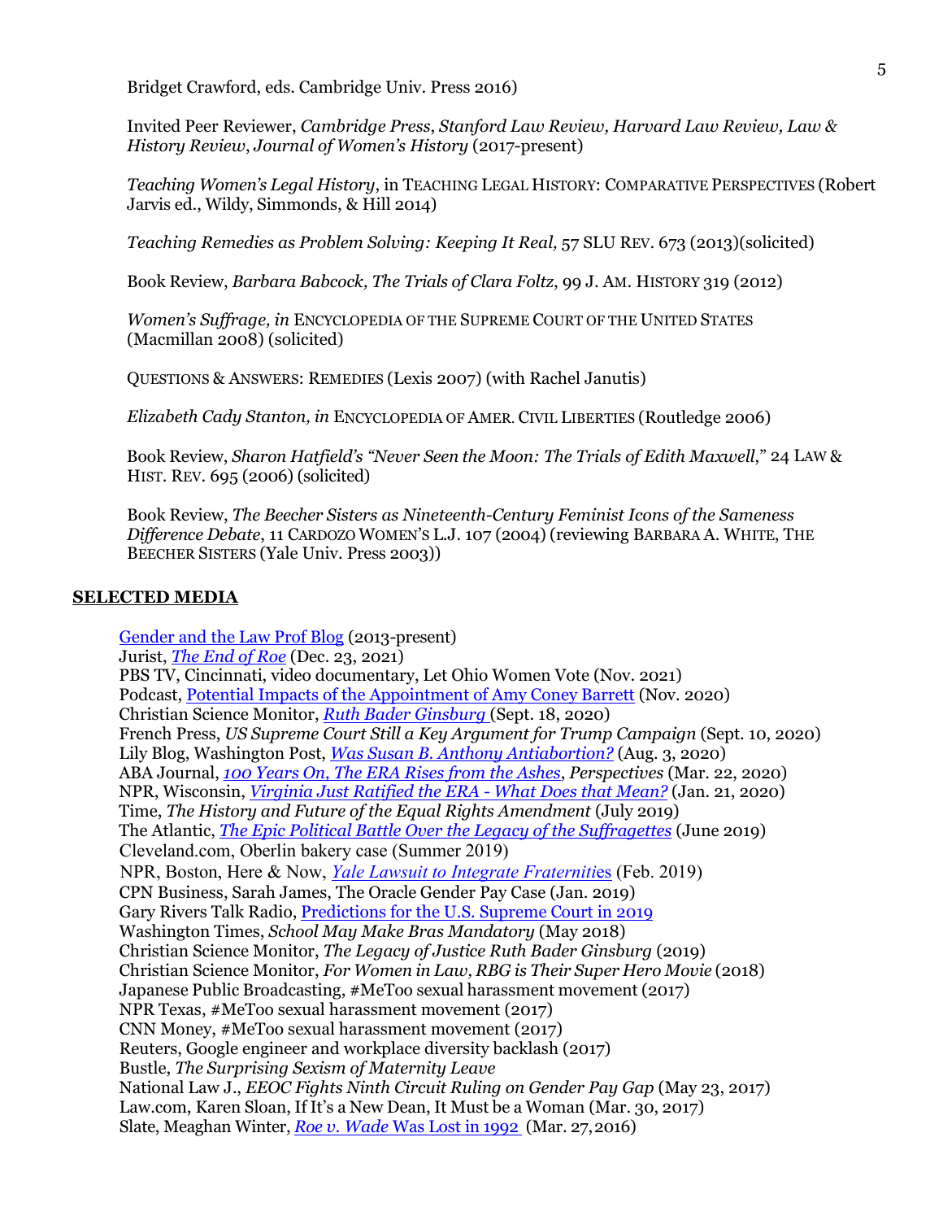Bridget Crawford, eds. Cambridge Univ. Press 2016)

Invited Peer Reviewer, *Cambridge Press*, *Stanford Law Review, Harvard Law Review, Law & History Review*, *Journal of Women's History* (2017-present)

*Teaching Women's Legal History*, in TEACHING LEGAL HISTORY: COMPARATIVE PERSPECTIVES (Robert Jarvis ed., Wildy, Simmonds, & Hill 2014)

*Teaching Remedies as Problem Solving: Keeping It Real,* 57 SLU REV. 673 (2013)(solicited)

Book Review, *Barbara Babcock, The Trials of Clara Foltz*, 99 J. AM. HISTORY 319 (2012)

*Women's Suffrage, in* ENCYCLOPEDIA OF THE SUPREME COURT OF THE UNITED STATES (Macmillan 2008) (solicited)

QUESTIONS & ANSWERS: REMEDIES (Lexis 2007) (with Rachel Janutis)

*Elizabeth Cady Stanton, in* ENCYCLOPEDIA OF AMER. CIVIL LIBERTIES (Routledge 2006)

Book Review, *Sharon Hatfield's "Never Seen the Moon: The Trials of Edith Maxwell*," 24 LAW & HIST. REV. 695 (2006) (solicited)

Book Review, *The Beecher Sisters as Nineteenth-Century Feminist Icons of the Sameness Difference Debate*, 11 CARDOZO WOMEN'S L.J. 107 (2004) (reviewing BARBARA A. WHITE, THE BEECHER SISTERS (Yale Univ. Press 2003))

## SELECTED MEDIA

Gender and the Law Prof Blog (2013-present)
Jurist, *The End of Roe* (Dec. 23, 2021)
PBS TV, Cincinnati, video documentary, Let Ohio Women Vote (Nov. 2021)
Podcast, Potential Impacts of the Appointment of Amy Coney Barrett (Nov. 2020)
Christian Science Monitor, *Ruth Bader Ginsburg* (Sept. 18, 2020)
French Press, *US Supreme Court Still a Key Argument for Trump Campaign* (Sept. 10, 2020)
Lily Blog, Washington Post, *Was Susan B. Anthony Antiabortion?* (Aug. 3, 2020)
ABA Journal, *100 Years On, The ERA Rises from the Ashes*, *Perspectives* (Mar. 22, 2020)
NPR, Wisconsin, *Virginia Just Ratified the ERA - What Does that Mean?* (Jan. 21, 2020)
Time, *The History and Future of the Equal Rights Amendment* (July 2019)
The Atlantic, *The Epic Political Battle Over the Legacy of the Suffragettes* (June 2019)
Cleveland.com, Oberlin bakery case (Summer 2019)
NPR, Boston, Here & Now, *Yale Lawsuit to Integrate Fraternities* (Feb. 2019)
CPN Business, Sarah James, The Oracle Gender Pay Case (Jan. 2019)
Gary Rivers Talk Radio, Predictions for the U.S. Supreme Court in 2019
Washington Times, *School May Make Bras Mandatory* (May 2018)
Christian Science Monitor, *The Legacy of Justice Ruth Bader Ginsburg* (2019)
Christian Science Monitor, *For Women in Law, RBG is Their Super Hero Movie* (2018)
Japanese Public Broadcasting, #MeToo sexual harassment movement (2017)
NPR Texas, #MeToo sexual harassment movement (2017)
CNN Money, #MeToo sexual harassment movement (2017)
Reuters, Google engineer and workplace diversity backlash (2017)
Bustle, *The Surprising Sexism of Maternity Leave*
National Law J., *EEOC Fights Ninth Circuit Ruling on Gender Pay Gap* (May 23, 2017)
Law.com, Karen Sloan, If It's a New Dean, It Must be a Woman (Mar. 30, 2017)
Slate, Meaghan Winter, *Roe v. Wade* Was Lost in 1992 (Mar. 27, 2016)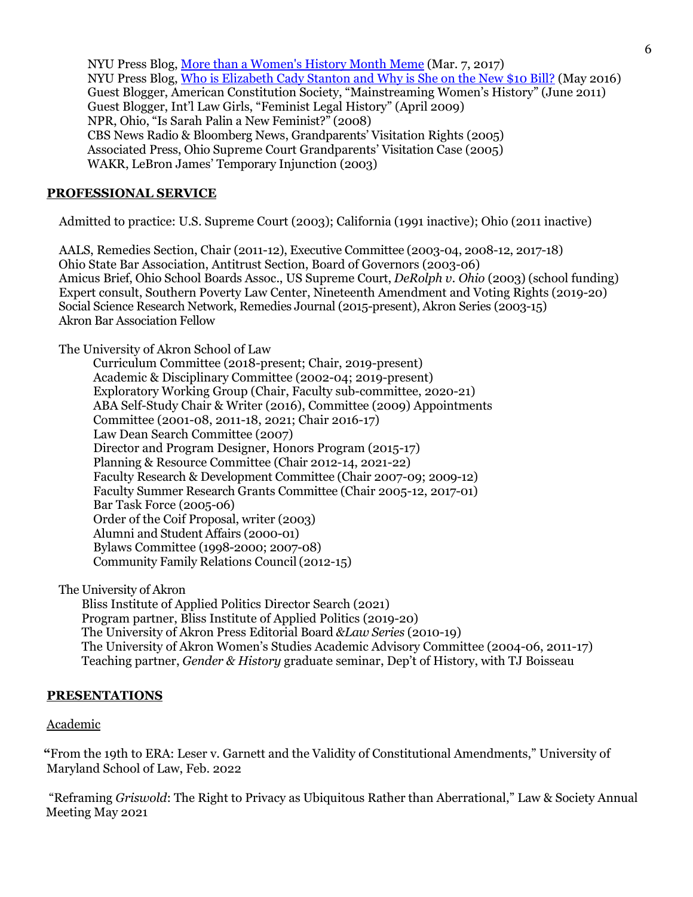NYU Press Blog, [More than a Women's History Month Meme] (Mar. 7, 2017)
NYU Press Blog, [Who is Elizabeth Cady Stanton and Why is She on the New $10 Bill?] (May 2016)
Guest Blogger, American Constitution Society, "Mainstreaming Women's History" (June 2011)
Guest Blogger, Int'l Law Girls, "Feminist Legal History" (April 2009)
NPR, Ohio, "Is Sarah Palin a New Feminist?" (2008)
CBS News Radio & Bloomberg News, Grandparents' Visitation Rights (2005)
Associated Press, Ohio Supreme Court Grandparents' Visitation Case (2005)
WAKR, LeBron James' Temporary Injunction (2003)

## PROFESSIONAL SERVICE

Admitted to practice: U.S. Supreme Court (2003); California (1991 inactive); Ohio (2011 inactive)

AALS, Remedies Section, Chair (2011-12), Executive Committee (2003-04, 2008-12, 2017-18)
Ohio State Bar Association, Antitrust Section, Board of Governors (2003-06)
Amicus Brief, Ohio School Boards Assoc., US Supreme Court, *DeRolph v. Ohio* (2003) (school funding)
Expert consult, Southern Poverty Law Center, Nineteenth Amendment and Voting Rights (2019-20)
Social Science Research Network, Remedies Journal (2015-present), Akron Series (2003-15)
Akron Bar Association Fellow

The University of Akron School of Law

- Curriculum Committee (2018-present; Chair, 2019-present)
- Academic & Disciplinary Committee (2002-04; 2019-present)
- Exploratory Working Group (Chair, Faculty sub-committee, 2020-21)
- ABA Self-Study Chair & Writer (2016), Committee (2009) Appointments Committee (2001-08, 2011-18, 2021; Chair 2016-17)
- Law Dean Search Committee (2007)
- Director and Program Designer, Honors Program (2015-17)
- Planning & Resource Committee (Chair 2012-14, 2021-22)
- Faculty Research & Development Committee (Chair 2007-09; 2009-12)
- Faculty Summer Research Grants Committee (Chair 2005-12, 2017-01)
- Bar Task Force (2005-06)
- Order of the Coif Proposal, writer (2003)
- Alumni and Student Affairs (2000-01)
- Bylaws Committee (1998-2000; 2007-08)
- Community Family Relations Council (2012-15)

The University of Akron

- Bliss Institute of Applied Politics Director Search (2021)
- Program partner, Bliss Institute of Applied Politics (2019-20)
- The University of Akron Press Editorial Board *&Law Series* (2010-19)
- The University of Akron Women's Studies Academic Advisory Committee (2004-06, 2011-17)
- Teaching partner, *Gender & History* graduate seminar, Dep't of History, with TJ Boisseau

## PRESENTATIONS

### Academic

"From the 19th to ERA: Leser v. Garnett and the Validity of Constitutional Amendments," University of Maryland School of Law, Feb. 2022

"Reframing *Griswold*: The Right to Privacy as Ubiquitous Rather than Aberrational," Law & Society Annual Meeting May 2021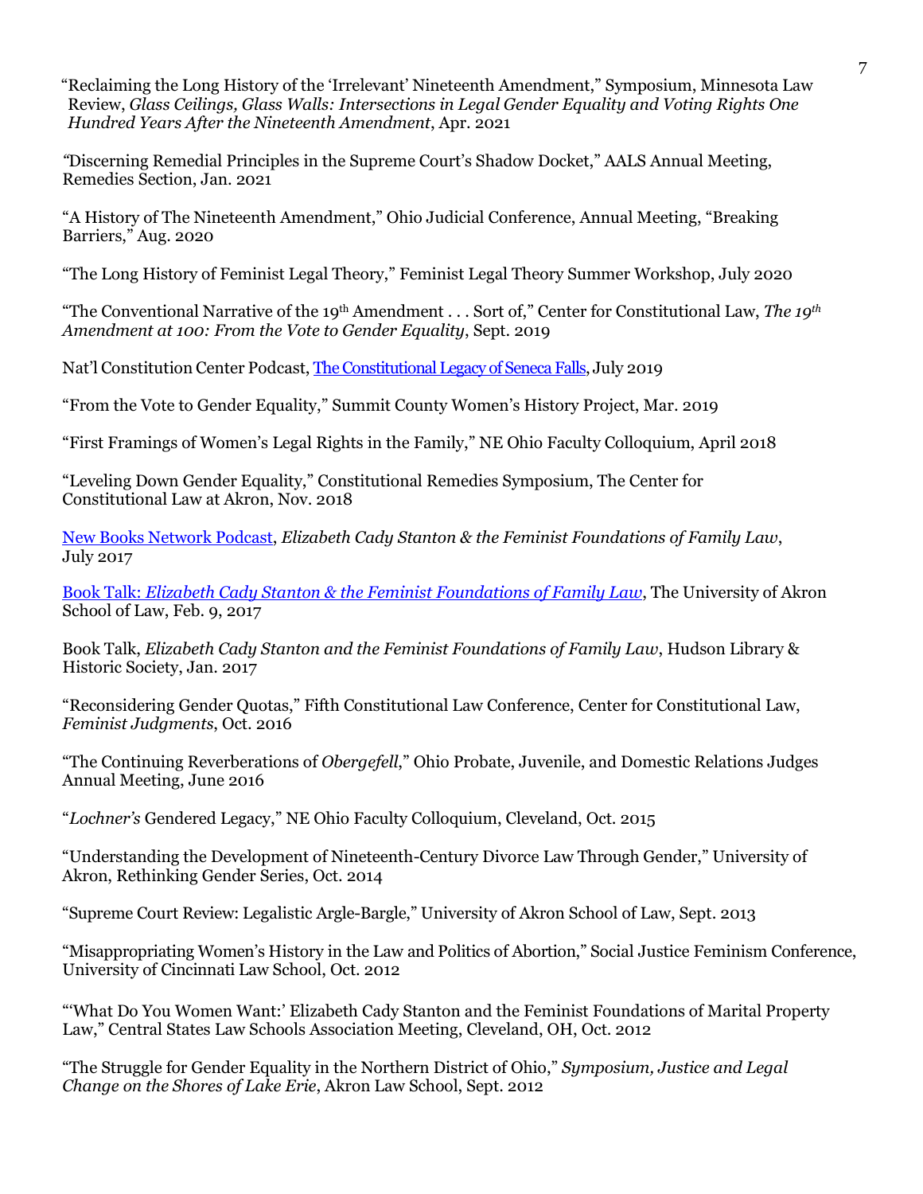"Reclaiming the Long History of the 'Irrelevant' Nineteenth Amendment," Symposium, Minnesota Law Review, *Glass Ceilings, Glass Walls: Intersections in Legal Gender Equality and Voting Rights One Hundred Years After the Nineteenth Amendment*, Apr. 2021

"Discerning Remedial Principles in the Supreme Court's Shadow Docket," AALS Annual Meeting, Remedies Section, Jan. 2021

"A History of The Nineteenth Amendment," Ohio Judicial Conference, Annual Meeting, "Breaking Barriers," Aug. 2020

"The Long History of Feminist Legal Theory," Feminist Legal Theory Summer Workshop, July 2020

"The Conventional Narrative of the 19th Amendment . . . Sort of," Center for Constitutional Law, *The 19th Amendment at 100: From the Vote to Gender Equality*, Sept. 2019

Nat'l Constitution Center Podcast, The Constitutional Legacy of Seneca Falls, July 2019

"From the Vote to Gender Equality," Summit County Women's History Project, Mar. 2019

"First Framings of Women's Legal Rights in the Family," NE Ohio Faculty Colloquium, April 2018

"Leveling Down Gender Equality," Constitutional Remedies Symposium, The Center for Constitutional Law at Akron, Nov. 2018

New Books Network Podcast, *Elizabeth Cady Stanton & the Feminist Foundations of Family Law*, July 2017

Book Talk: *Elizabeth Cady Stanton & the Feminist Foundations of Family Law*, The University of Akron School of Law, Feb. 9, 2017

Book Talk, *Elizabeth Cady Stanton and the Feminist Foundations of Family Law*, Hudson Library & Historic Society, Jan. 2017

"Reconsidering Gender Quotas," Fifth Constitutional Law Conference, Center for Constitutional Law, *Feminist Judgments*, Oct. 2016

"The Continuing Reverberations of *Obergefell*," Ohio Probate, Juvenile, and Domestic Relations Judges Annual Meeting, June 2016

"*Lochner's* Gendered Legacy," NE Ohio Faculty Colloquium, Cleveland, Oct. 2015

"Understanding the Development of Nineteenth-Century Divorce Law Through Gender," University of Akron, Rethinking Gender Series, Oct. 2014

"Supreme Court Review: Legalistic Argle-Bargle," University of Akron School of Law, Sept. 2013

"Misappropriating Women's History in the Law and Politics of Abortion," Social Justice Feminism Conference, University of Cincinnati Law School, Oct. 2012

"'What Do You Women Want:' Elizabeth Cady Stanton and the Feminist Foundations of Marital Property Law," Central States Law Schools Association Meeting, Cleveland, OH, Oct. 2012

"The Struggle for Gender Equality in the Northern District of Ohio," *Symposium, Justice and Legal Change on the Shores of Lake Erie*, Akron Law School, Sept. 2012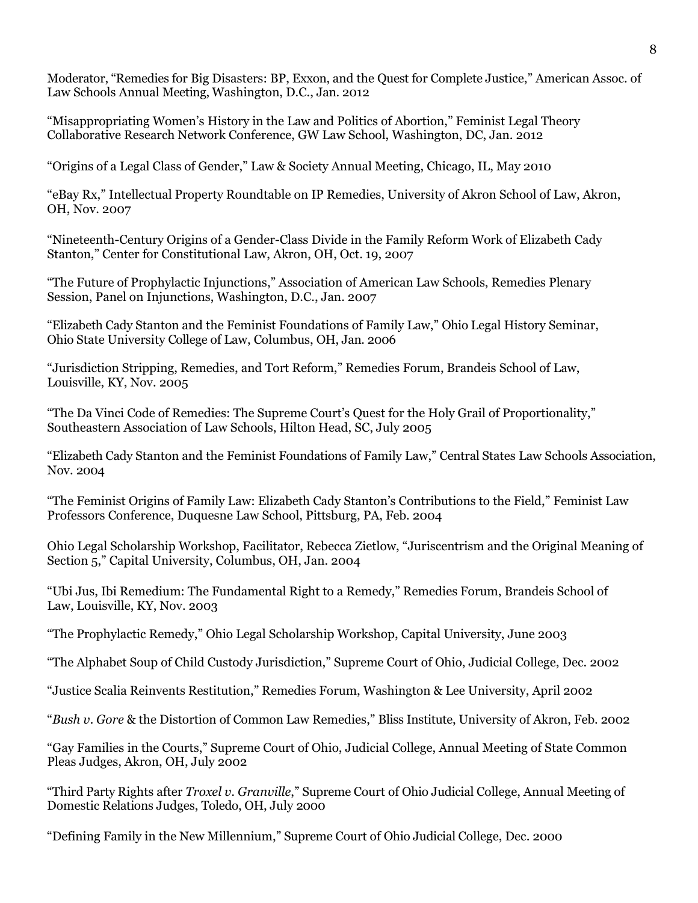Moderator, “Remedies for Big Disasters: BP, Exxon, and the Quest for Complete Justice,” American Assoc. of Law Schools Annual Meeting, Washington, D.C., Jan. 2012

“Misappropriating Women’s History in the Law and Politics of Abortion,” Feminist Legal Theory Collaborative Research Network Conference, GW Law School, Washington, DC, Jan. 2012

“Origins of a Legal Class of Gender,” Law & Society Annual Meeting, Chicago, IL, May 2010

“eBay Rx,” Intellectual Property Roundtable on IP Remedies, University of Akron School of Law, Akron, OH, Nov. 2007

“Nineteenth-Century Origins of a Gender-Class Divide in the Family Reform Work of Elizabeth Cady Stanton,” Center for Constitutional Law, Akron, OH, Oct. 19, 2007

“The Future of Prophylactic Injunctions,” Association of American Law Schools, Remedies Plenary Session, Panel on Injunctions, Washington, D.C., Jan. 2007

“Elizabeth Cady Stanton and the Feminist Foundations of Family Law,” Ohio Legal History Seminar, Ohio State University College of Law, Columbus, OH, Jan. 2006

“Jurisdiction Stripping, Remedies, and Tort Reform,” Remedies Forum, Brandeis School of Law, Louisville, KY, Nov. 2005

“The Da Vinci Code of Remedies: The Supreme Court’s Quest for the Holy Grail of Proportionality,” Southeastern Association of Law Schools, Hilton Head, SC, July 2005

“Elizabeth Cady Stanton and the Feminist Foundations of Family Law,” Central States Law Schools Association, Nov. 2004

“The Feminist Origins of Family Law: Elizabeth Cady Stanton’s Contributions to the Field,” Feminist Law Professors Conference, Duquesne Law School, Pittsburg, PA, Feb. 2004

Ohio Legal Scholarship Workshop, Facilitator, Rebecca Zietlow, “Juriscentrism and the Original Meaning of Section 5,” Capital University, Columbus, OH, Jan. 2004

“Ubi Jus, Ibi Remedium: The Fundamental Right to a Remedy,” Remedies Forum, Brandeis School of Law, Louisville, KY, Nov. 2003

“The Prophylactic Remedy,” Ohio Legal Scholarship Workshop, Capital University, June 2003

“The Alphabet Soup of Child Custody Jurisdiction,” Supreme Court of Ohio, Judicial College, Dec. 2002

“Justice Scalia Reinvents Restitution,” Remedies Forum, Washington & Lee University, April 2002

“*Bush v. Gore* & the Distortion of Common Law Remedies,” Bliss Institute, University of Akron, Feb. 2002

“Gay Families in the Courts,” Supreme Court of Ohio, Judicial College, Annual Meeting of State Common Pleas Judges, Akron, OH, July 2002

“Third Party Rights after *Troxel v. Granville*,” Supreme Court of Ohio Judicial College, Annual Meeting of Domestic Relations Judges, Toledo, OH, July 2000

“Defining Family in the New Millennium,” Supreme Court of Ohio Judicial College, Dec. 2000